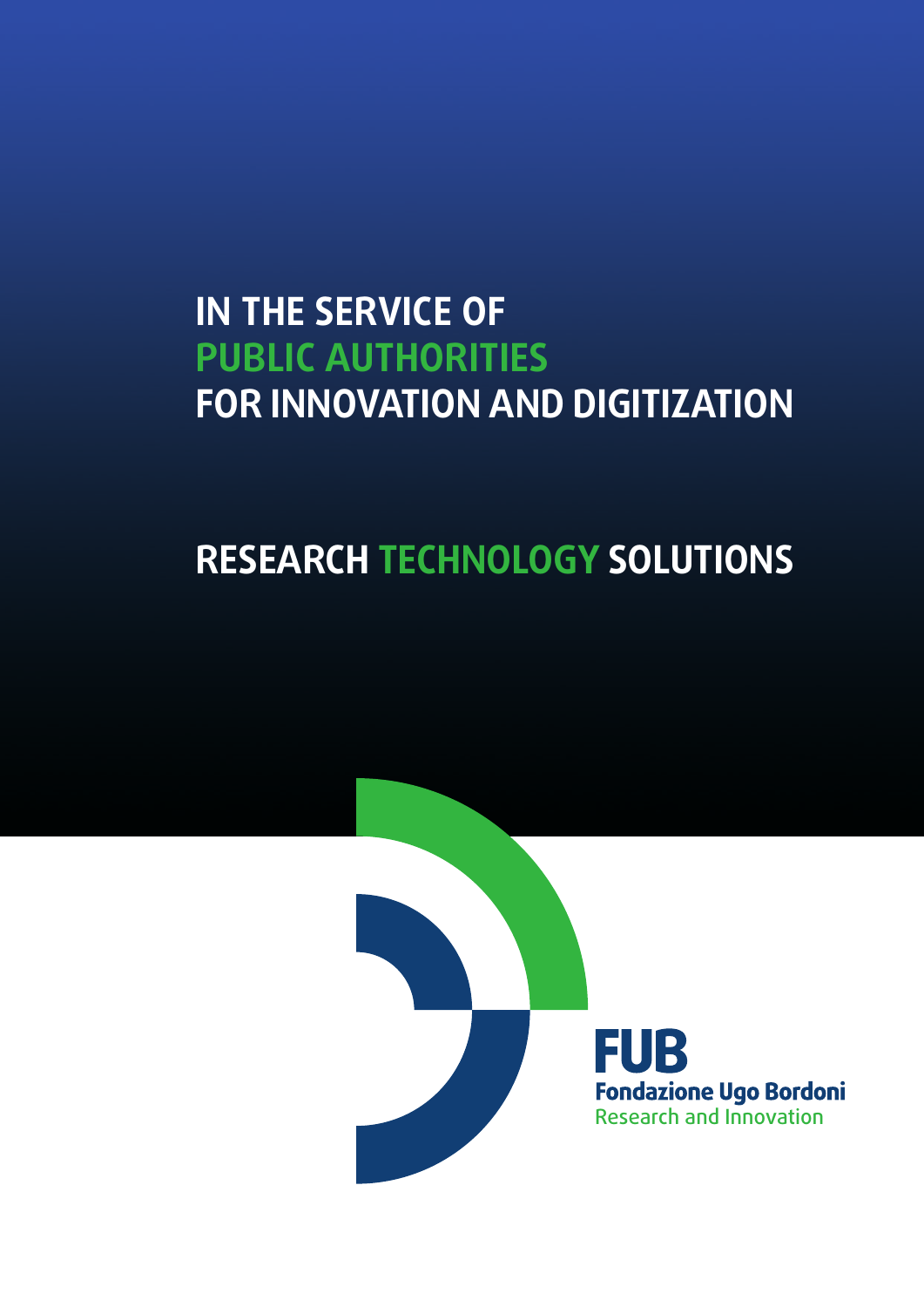# IN THE SERVICE OF PUBLIC AUTHORITIES FOR INNOVATION AND DIGITIZATION

## RESEARCH TECHNOLOGY SOLUTIONS

**FUB**

**Fondazione Ugo Bordoni**

Research and Innovation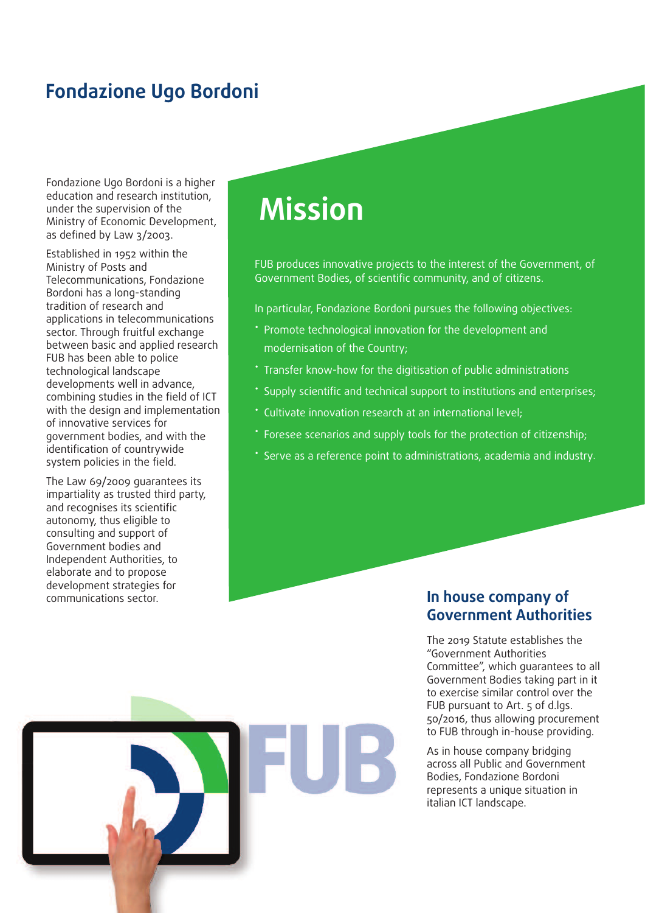# Fondazione Ugo Bordoni

Fondazione Ugo Bordoni is a higher education and research institution, under the supervision of the Ministry of Economic Development, as defined by Law 3/2003.

Established in 1952 within the Ministry of Posts and Telecommunications, Fondazione Bordoni has a long-standing tradition of research and applications in telecommunications sector. Through fruitful exchange between basic and applied research FUB has been able to police technological landscape developments well in advance, combining studies in the field of ICT with the design and implementation of innovative services for government bodies, and with the identification of countrywide system policies in the field.

The Law 69/2009 guarantees its impartiality as trusted third party, and recognises its scientific autonomy, thus eligible to consulting and support of Government bodies and Independent Authorities, to elaborate and to propose development strategies for communications sector.

## Mission

FUB produces innovative projects to the interest of the Government, of Government Bodies, of scientific community, and of citizens.

In particular, Fondazione Bordoni pursues the following objectives:

- Promote technological innovation for the development and modernisation of the Country;
- Transfer know-how for the digitisation of public administrations
- Supply scientific and technical support to institutions and enterprises;
- Cultivate innovation research at an international level;
- Foresee scenarios and supply tools for the protection of citizenship;
- Serve as a reference point to administrations, academia and industry.

## In house company of Government Authorities

The 2019 Statute establishes the "Government Authorities Committee", which guarantees to all Government Bodies taking part in it to exercise similar control over the FUB pursuant to Art. 5 of d.lgs. 50/2016, thus allowing procurement to FUB through in-house providing.

As in house company bridging across all Public and Government Bodies, Fondazione Bordoni represents a unique situation in italian ICT landscape.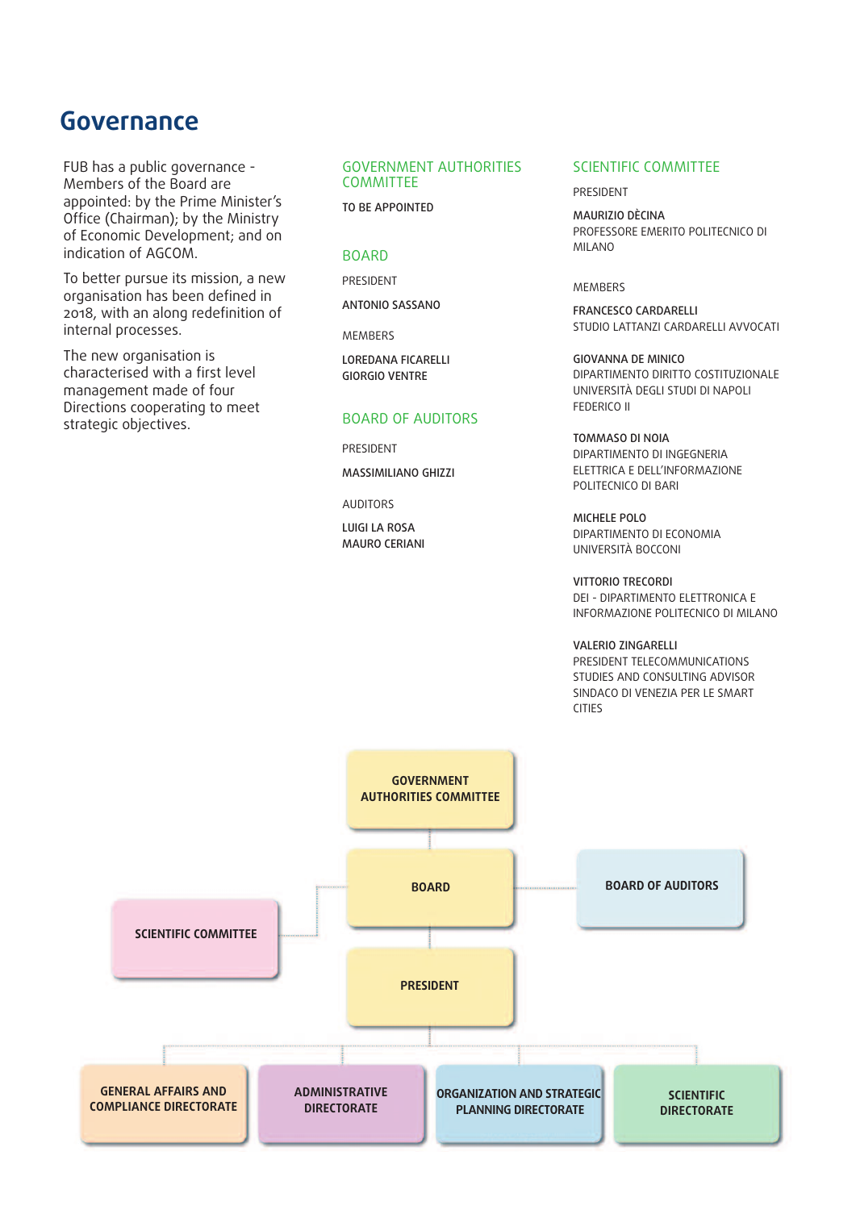# Governance

FUB has a public governance - Members of the Board are appointed: by the Prime Minister's Office (Chairman); by the Ministry of Economic Development; and on indication of AGCOM.

To better pursue its mission, a new organisation has been defined in 2018, with an along redefinition of internal processes.

The new organisation is characterised with a first level management made of four Directions cooperating to meet strategic objectives.

## GOVERNMENT AUTHORITIES COMMITTEE

TO BE APPOINTED

## BOARD

PRESIDENT

ANTONIO SASSANO

MEMBERS

LOREDANA FICARELLI
GIORGIO VENTRE

## BOARD OF AUDITORS

PRESIDENT

MASSIMILIANO GHIZZI

AUDITORS

LUIGI LA ROSA
MAURO CERIANI

## SCIENTIFIC COMMITTEE

PRESIDENT

MAURIZIO DÈCINA
PROFESSORE EMERITO POLITECNICO DI MILANO

MEMBERS

FRANCESCO CARDARELLI
STUDIO LATTANZI CARDARELLI AVVOCATI

GIOVANNA DE MINICO
DIPARTIMENTO DIRITTO COSTITUZIONALE UNIVERSITÀ DEGLI STUDI DI NAPOLI FEDERICO II

TOMMASO DI NOIA
DIPARTIMENTO DI INGEGNERIA ELETTRICA E DELL'INFORMAZIONE POLITECNICO DI BARI

MICHELE POLO
DIPARTIMENTO DI ECONOMIA UNIVERSITÀ BOCCONI

VITTORIO TRECORDI
DEI - DIPARTIMENTO ELETTRONICA E INFORMAZIONE POLITECNICO DI MILANO

VALERIO ZINGARELLI
PRESIDENT TELECOMMUNICATIONS STUDIES AND CONSULTING ADVISOR SINDACO DI VENEZIA PER LE SMART CITIES

GOVERNMENT AUTHORITIES COMMITTEE

BOARD

BOARD OF AUDITORS

SCIENTIFIC COMMITTEE

PRESIDENT

GENERAL AFFAIRS AND COMPLIANCE DIRECTORATE

ADMINISTRATIVE DIRECTORATE

ORGANIZATION AND STRATEGIC PLANNING DIRECTORATE

SCIENTIFIC DIRECTORATE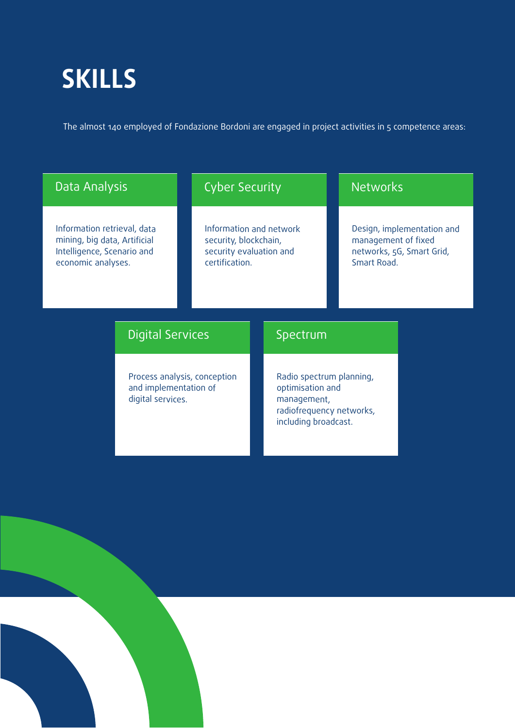# SKILLS

The almost 140 employed of Fondazione Bordoni are engaged in project activities in 5 competence areas:

### Data Analysis

Information retrieval, data mining, big data, Artificial Intelligence, Scenario and economic analyses.

### Cyber Security

Information and network security, blockchain, security evaluation and certification.

### Networks

Design, implementation and management of fixed networks, 5G, Smart Grid, Smart Road.

### Digital Services

Process analysis, conception and implementation of digital services.

### Spectrum

Radio spectrum planning, optimisation and management, radiofrequency networks, including broadcast.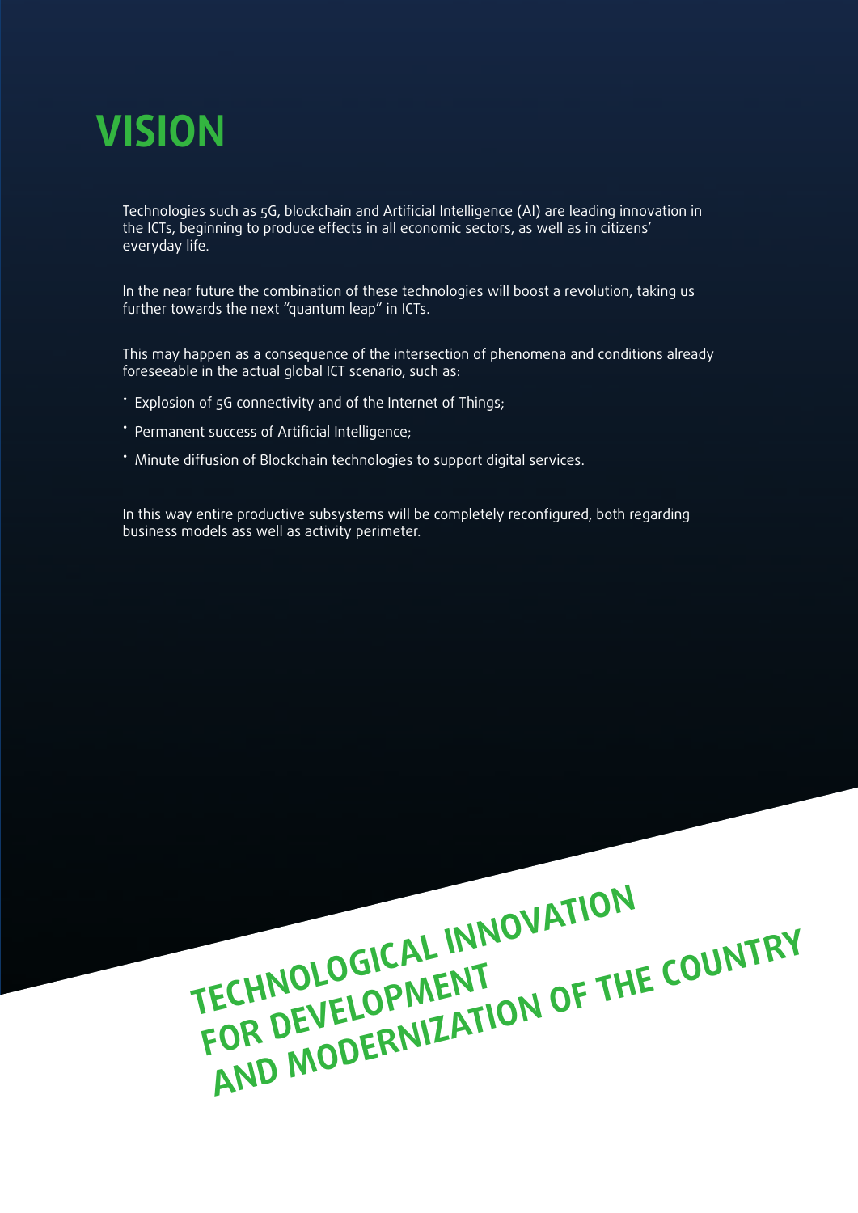# VISION

Technologies such as 5G, blockchain and Artificial Intelligence (AI) are leading innovation in the ICTs, beginning to produce effects in all economic sectors, as well as in citizens' everyday life.

In the near future the combination of these technologies will boost a revolution, taking us further towards the next "quantum leap" in ICTs.

This may happen as a consequence of the intersection of phenomena and conditions already foreseeable in the actual global ICT scenario, such as:

- Explosion of 5G connectivity and of the Internet of Things;
- Permanent success of Artificial Intelligence;
- Minute diffusion of Blockchain technologies to support digital services.

In this way entire productive subsystems will be completely reconfigured, both regarding business models ass well as activity perimeter.

**TECHNOLOGICAL INNOVATION FOR DEVELOPMENT AND MODERNIZATION OF THE COUNTRY**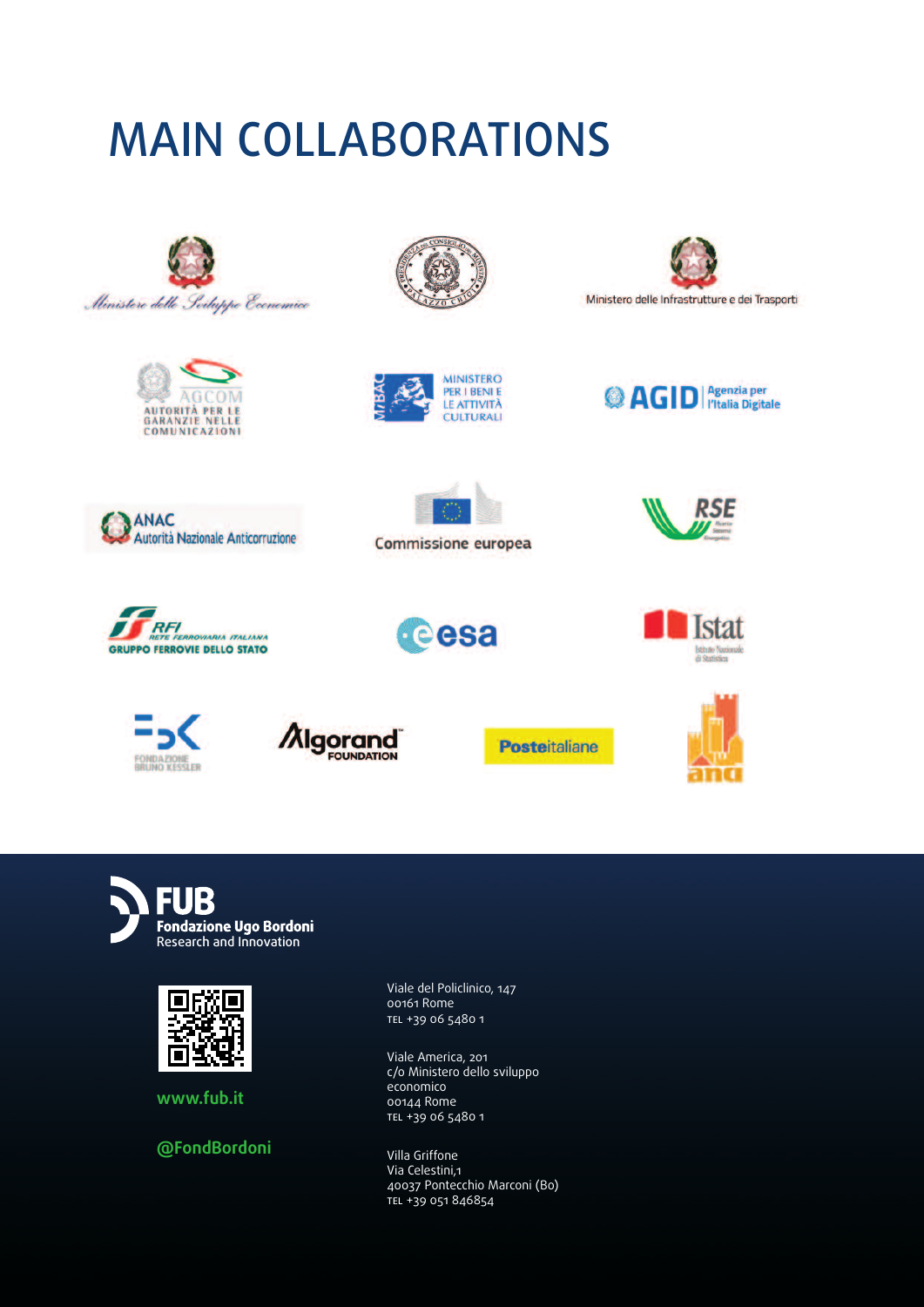# MAIN COLLABORATIONS

Ministero dello Sviluppo Economico

Ministero delle Infrastrutture e dei Trasporti

AGCOM AUTORITÀ PER LE GARANZIE NELLE COMUNICAZIONI

MINISTERO PER I BENI E LE ATTIVITÀ CULTURALI

AGID Agenzia per l'Italia Digitale

ANAC Autorità Nazionale Anticorruzione

Commissione europea

RSE

RFI RETE FERROVIARIA ITALIANA GRUPPO FERROVIE DELLO STATO

esa

Istat Istituto Nazionale di Statistica

FONDAZIONE BRUNO KESSLER

Algorand FOUNDATION

Posteitaliane

anci

**FUB**
**Fondazione Ugo Bordoni**
Research and Innovation

**www.fub.it**

**@FondBordoni**

Viale del Policlinico, 147
00161 Rome
TEL +39 06 5480 1

Viale America, 201
c/o Ministero dello sviluppo economico
00144 Rome
TEL +39 06 5480 1

Villa Griffone
Via Celestini,1
40037 Pontecchio Marconi (Bo)
TEL +39 051 846854